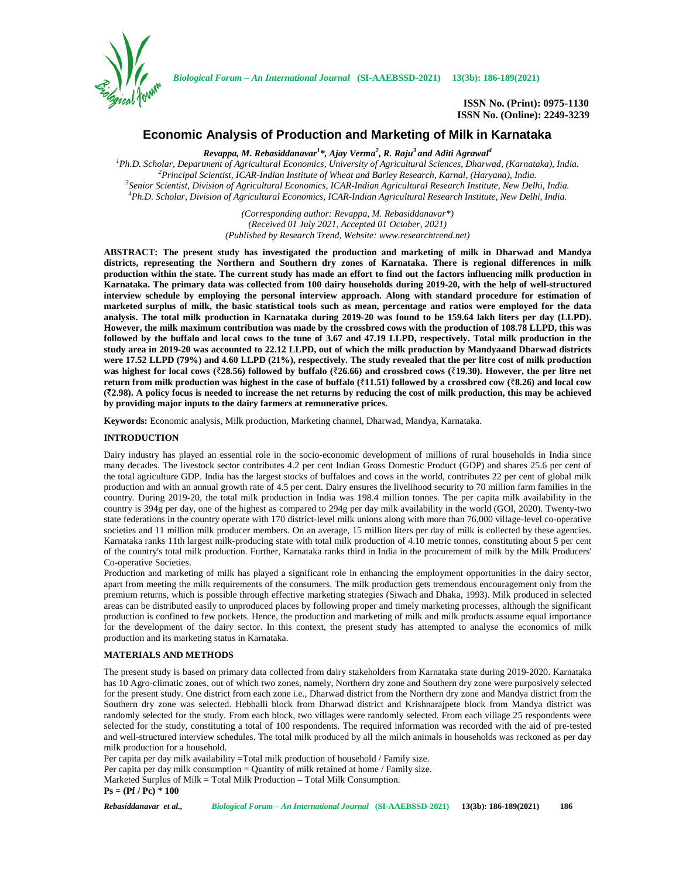ISSN No. (Print): 0975-1130
ISSN No. (Online): 2249-3239

# Economic Analysis of Production and Marketing of Milk in Karnataka

*Revappa, M. Rebasiddanavar[1]\*, Ajay Verma[2], R. Raju[3] and Aditi Agrawal[4]*

[1]Ph.D. Scholar, Department of Agricultural Economics, University of Agricultural Sciences, Dharwad, (Karnataka), India.
[2]Principal Scientist, ICAR-Indian Institute of Wheat and Barley Research, Karnal, (Haryana), India.
[3]Senior Scientist, Division of Agricultural Economics, ICAR-Indian Agricultural Research Institute, New Delhi, India.
[4]Ph.D. Scholar, Division of Agricultural Economics, ICAR-Indian Agricultural Research Institute, New Delhi, India.

*(Corresponding author: Revappa, M. Rebasiddanavar\*)*
*(Received 01 July 2021, Accepted 01 October, 2021)*
*(Published by Research Trend, Website: www.researchtrend.net)*

**ABSTRACT: The present study has investigated the production and marketing of milk in Dharwad and Mandya districts, representing the Northern and Southern dry zones of Karnataka. There is regional differences in milk production within the state. The current study has made an effort to find out the factors influencing milk production in Karnataka. The primary data was collected from 100 dairy households during 2019-20, with the help of well-structured interview schedule by employing the personal interview approach. Along with standard procedure for estimation of marketed surplus of milk, the basic statistical tools such as mean, percentage and ratios were employed for the data analysis. The total milk production in Karnataka during 2019-20 was found to be 159.64 lakh liters per day (LLPD). However, the milk maximum contribution was made by the crossbred cows with the production of 108.78 LLPD, this was followed by the buffalo and local cows to the tune of 3.67 and 47.19 LLPD, respectively. Total milk production in the study area in 2019-20 was accounted to 22.12 LLPD, out of which the milk production by Mandyaand Dharwad districts were 17.52 LLPD (79%) and 4.60 LLPD (21%), respectively. The study revealed that the per litre cost of milk production was highest for local cows (₹28.56) followed by buffalo (₹26.66) and crossbred cows (₹19.30). However, the per litre net return from milk production was highest in the case of buffalo (₹11.51) followed by a crossbred cow (₹8.26) and local cow (₹2.98). A policy focus is needed to increase the net returns by reducing the cost of milk production, this may be achieved by providing major inputs to the dairy farmers at remunerative prices.**

**Keywords:** Economic analysis, Milk production, Marketing channel, Dharwad, Mandya, Karnataka.

## INTRODUCTION

Dairy industry has played an essential role in the socio-economic development of millions of rural households in India since many decades. The livestock sector contributes 4.2 per cent Indian Gross Domestic Product (GDP) and shares 25.6 per cent of the total agriculture GDP. India has the largest stocks of buffaloes and cows in the world, contributes 22 per cent of global milk production and with an annual growth rate of 4.5 per cent. Dairy ensures the livelihood security to 70 million farm families in the country. During 2019-20, the total milk production in India was 198.4 million tonnes. The per capita milk availability in the country is 394g per day, one of the highest as compared to 294g per day milk availability in the world (GOI, 2020). Twenty-two state federations in the country operate with 170 district-level milk unions along with more than 76,000 village-level co-operative societies and 11 million milk producer members. On an average, 15 million liters per day of milk is collected by these agencies. Karnataka ranks 11th largest milk-producing state with total milk production of 4.10 metric tonnes, constituting about 5 per cent of the country's total milk production. Further, Karnataka ranks third in India in the procurement of milk by the Milk Producers' Co-operative Societies.

Production and marketing of milk has played a significant role in enhancing the employment opportunities in the dairy sector, apart from meeting the milk requirements of the consumers. The milk production gets tremendous encouragement only from the premium returns, which is possible through effective marketing strategies (Siwach and Dhaka, 1993). Milk produced in selected areas can be distributed easily to unproduced places by following proper and timely marketing processes, although the significant production is confined to few pockets. Hence, the production and marketing of milk and milk products assume equal importance for the development of the dairy sector. In this context, the present study has attempted to analyse the economics of milk production and its marketing status in Karnataka.

## MATERIALS AND METHODS

The present study is based on primary data collected from dairy stakeholders from Karnataka state during 2019-2020. Karnataka has 10 Agro-climatic zones, out of which two zones, namely, Northern dry zone and Southern dry zone were purposively selected for the present study. One district from each zone i.e., Dharwad district from the Northern dry zone and Mandya district from the Southern dry zone was selected. Hebballi block from Dharwad district and Krishnarajpete block from Mandya district was randomly selected for the study. From each block, two villages were randomly selected. From each village 25 respondents were selected for the study, constituting a total of 100 respondents. The required information was recorded with the aid of pre-tested and well-structured interview schedules. The total milk produced by all the milch animals in households was reckoned as per day milk production for a household.

Per capita per day milk availability =Total milk production of household / Family size.

Per capita per day milk consumption = Quantity of milk retained at home / Family size.

Marketed Surplus of Milk = Total Milk Production – Total Milk Consumption.

$$\mathbf{Ps = (Pf / Pc) * 100}$$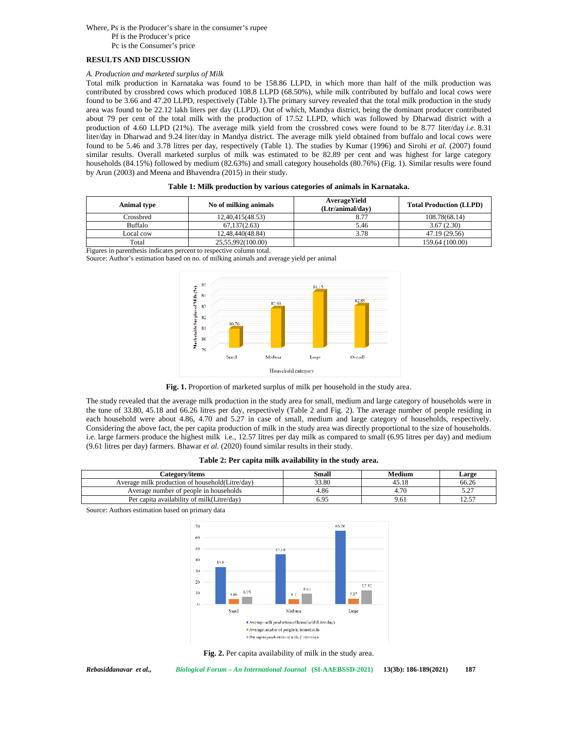Where, Ps is the Producer's share in the consumer's rupee
Pf is the Producer's price
Pc is the Consumer's price

## RESULTS AND DISCUSSION

*A. Production and marketed surplus of Milk*

Total milk production in Karnataka was found to be 158.86 LLPD, in which more than half of the milk production was contributed by crossbred cows which produced 108.8 LLPD (68.50%), while milk contributed by buffalo and local cows were found to be 3.66 and 47.20 LLPD, respectively (Table 1).The primary survey revealed that the total milk production in the study area was found to be 22.12 lakh liters per day (LLPD). Out of which, Mandya district, being the dominant producer contributed about 79 per cent of the total milk with the production of 17.52 LLPD, which was followed by Dharwad district with a production of 4.60 LLPD (21%). The average milk yield from the crossbred cows were found to be 8.77 liter/day *i.e.* 8.31 liter/day in Dharwad and 9.24 liter/day in Mandya district. The average milk yield obtained from buffalo and local cows were found to be 5.46 and 3.78 litres per day, respectively (Table 1). The studies by Kumar (1996) and Sirohi *et al.* (2007) found similar results. Overall marketed surplus of milk was estimated to be 82.89 per cent and was highest for large category households (84.15%) followed by medium (82.63%) and small category households (80.76%) (Fig. 1). Similar results were found by Arun (2003) and Meena and Bhavendra (2015) in their study.

**Table 1: Milk production by various categories of animals in Karnataka.**

| Animal type | No of milking animals | AverageYield (Ltr/animal/day) | Total Production (LLPD) |
|---|---|---|---|
| Crossbred | 12,40,415(48.53) | 8.77 | 108.78(68.14) |
| Buffalo | 67,137(2.63) | 5.46 | 3.67 (2.30) |
| Local cow | 12,48,440(48.84) | 3.78 | 47.19 (29.56) |
| Total | 25,55,992(100.00) | | 159.64 (100.00) |

Figures in parenthesis indicates percent to respective column total.
Source: Author's estimation based on no. of milking animals and average yield per animal

Marketable Surplus of Milk (%)
85
84
83
82
81
80
79
80.76
82.63
84.15
82.89
Small
Medium
Large
Overall
Household category

**Fig. 1.** Proportion of marketed surplus of milk per household in the study area.

The study revealed that the average milk production in the study area for small, medium and large category of households were in the tune of 33.80, 45.18 and 66.26 litres per day, respectively (Table 2 and Fig. 2). The average number of people residing in each household were about 4.86, 4.70 and 5.27 in case of small, medium and large category of households, respectively. Considering the above fact, the per capita production of milk in the study area was directly proportional to the size of households. i.e. large farmers produce the highest milk i.e., 12.57 litres per day milk as compared to small (6.95 litres per day) and medium (9.61 litres per day) farmers. Bhawar *et al.* (2020) found similar results in their study.

**Table 2: Per capita milk availability in the study area.**

| Category/items | Small | Medium | Large |
|---|---|---|---|
| Average milk production of household(Litre/day) | 33.80 | 45.18 | 66.26 |
| Average number of people in households | 4.86 | 4.70 | 5.27 |
| Per capita availability of milk(Litre/day) | 6.95 | 9.61 | 12.57 |

Source: Authors estimation based on primary data

70
60
50
40
30
20
10
0
33.8
4.86
6.95
45.18
4.7
9.61
66.26
5.27
12.57
Small
Medium
Large
Average milk production of household (Litre/day)
Average number of people in households
Per capita production of milk (Litre/day)

**Fig. 2.** Per capita availability of milk in the study area.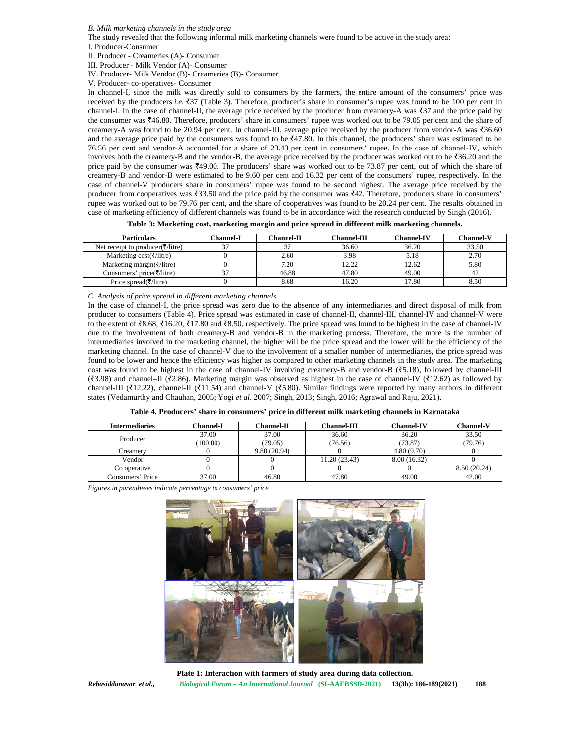*B. Milk marketing channels in the study area*

The study revealed that the following informal milk marketing channels were found to be active in the study area:

I. Producer-Consumer

II. Producer - Creameries (A)- Consumer

III. Producer - Milk Vendor (A)- Consumer

IV. Producer- Milk Vendor (B)- Creameries (B)- Consumer

V. Producer- co-operatives- Consumer

In channel-I, since the milk was directly sold to consumers by the farmers, the entire amount of the consumers' price was received by the producers *i.e.* ₹37 (Table 3). Therefore, producer's share in consumer's rupee was found to be 100 per cent in channel-I. In the case of channel-II, the average price received by the producer from creamery-A was ₹37 and the price paid by the consumer was ₹46.80. Therefore, producers' share in consumers' rupee was worked out to be 79.05 per cent and the share of creamery-A was found to be 20.94 per cent. In channel-III, average price received by the producer from vendor-A was ₹36.60 and the average price paid by the consumers was found to be ₹47.80. In this channel, the producers' share was estimated to be 76.56 per cent and vendor-A accounted for a share of 23.43 per cent in consumers' rupee. In the case of channel-IV, which involves both the creamery-B and the vendor-B, the average price received by the producer was worked out to be ₹36.20 and the price paid by the consumer was ₹49.00. The producers' share was worked out to be 73.87 per cent, out of which the share of creamery-B and vendor-B were estimated to be 9.60 per cent and 16.32 per cent of the consumers' rupee, respectively. In the case of channel-V producers share in consumers' rupee was found to be second highest. The average price received by the producer from cooperatives was ₹33.50 and the price paid by the consumer was ₹42. Therefore, producers share in consumers' rupee was worked out to be 79.76 per cent, and the share of cooperatives was found to be 20.24 per cent. The results obtained in case of marketing efficiency of different channels was found to be in accordance with the research conducted by Singh (2016).

**Table 3: Marketing cost, marketing margin and price spread in different milk marketing channels.**

| Particulars | Channel-I | Channel-II | Channel-III | Channel-IV | Channel-V |
|---|---|---|---|---|---|
| Net receipt to producer(₹/litre) | 37 | 37 | 36.60 | 36.20 | 33.50 |
| Marketing cost(₹/litre) | 0 | 2.60 | 3.98 | 5.18 | 2.70 |
| Marketing margin(₹/litre) | 0 | 7.20 | 12.22 | 12.62 | 5.80 |
| Consumers' price(₹/litre) | 37 | 46.88 | 47.80 | 49.00 | 42 |
| Price spread(₹/litre) | 0 | 8.68 | 16.20 | 17.80 | 8.50 |

*C. Analysis of price spread in different marketing channels*

In the case of channel-I, the price spread was zero due to the absence of any intermediaries and direct disposal of milk from producer to consumers (Table 4). Price spread was estimated in case of channel-II, channel-III, channel-IV and channel-V were to the extent of ₹8.68, ₹16.20, ₹17.80 and ₹8.50, respectively. The price spread was found to be highest in the case of channel-IV due to the involvement of both creamery-B and vendor-B in the marketing process. Therefore, the more is the number of intermediaries involved in the marketing channel, the higher will be the price spread and the lower will be the efficiency of the marketing channel. In the case of channel-V due to the involvement of a smaller number of intermediaries, the price spread was found to be lower and hence the efficiency was higher as compared to other marketing channels in the study area. The marketing cost was found to be highest in the case of channel-IV involving creamery-B and vendor-B (₹5.18), followed by channel-III (₹3.98) and channel–II (₹2.86). Marketing margin was observed as highest in the case of channel-IV (₹12.62) as followed by channel-III (₹12.22), channel-II (₹11.54) and channel-V (₹5.80). Similar findings were reported by many authors in different states (Vedamurthy and Chauhan, 2005; Yogi *et al*. 2007; Singh, 2013; Singh, 2016; Agrawal and Raju, 2021).

**Table 4. Producers' share in consumers' price in different milk marketing channels in Karnataka**

| Intermediaries | Channel-I | Channel-II | Channel-III | Channel-IV | Channel-V |
|---|---|---|---|---|---|
| Producer | 37.00 (100.00) | 37.00 (79.05) | 36.60 (76.56) | 36.20 (73.87) | 33.50 (79.76) |
| Creamery | 0 | 9.80 (20.94) | 0 | 4.80 (9.70) | 0 |
| Vendor | 0 | 0 | 11.20 (23.43) | 8.00 (16.32) | 0 |
| Co operative | 0 | 0 | 0 | 0 | 8.50 (20.24) |
| Consumers' Price | 37.00 | 46.80 | 47.80 | 49.00 | 42.00 |

*Figures in parentheses indicate percentage to consumers' price*

**Plate 1: Interaction with farmers of study area during data collection.**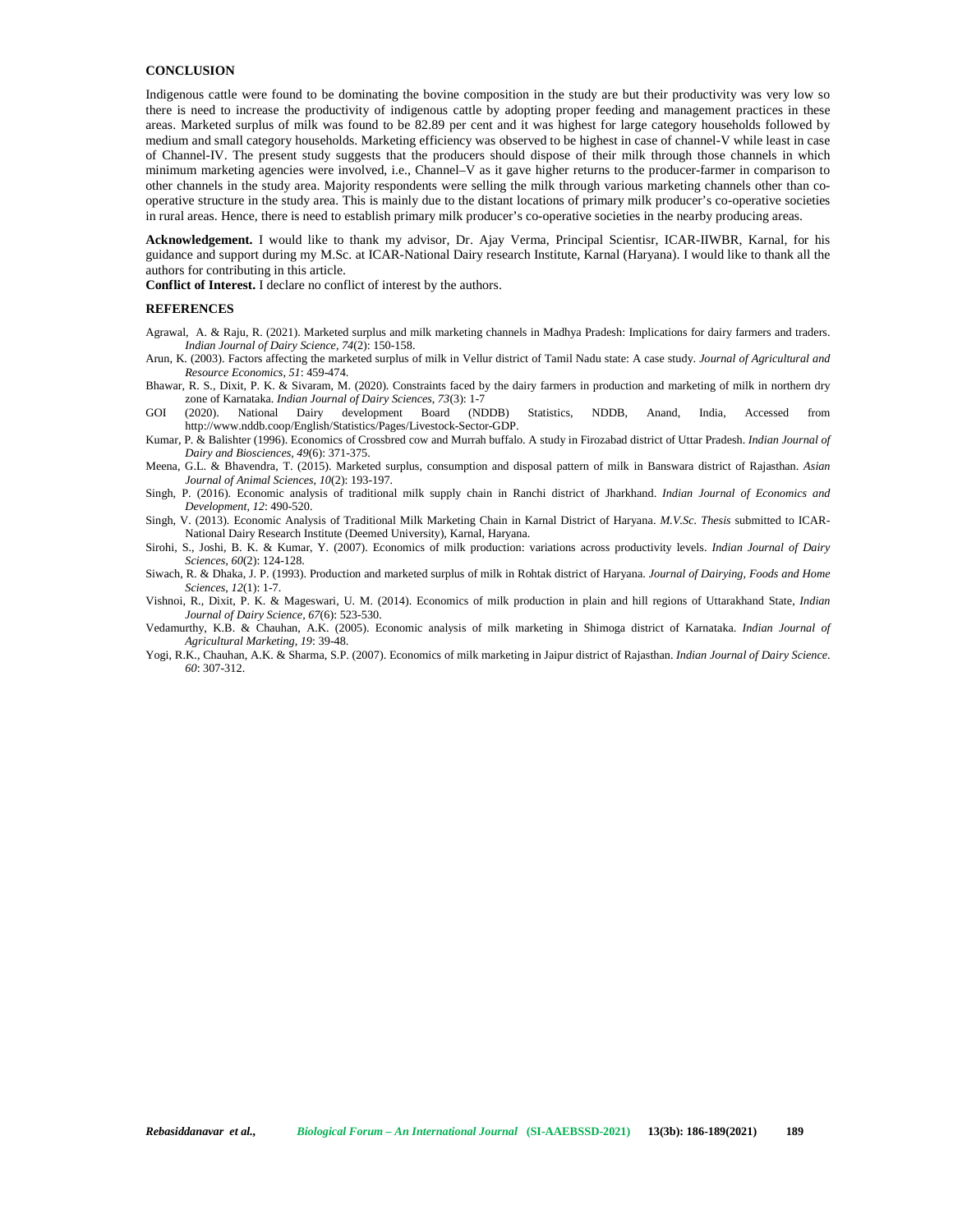## CONCLUSION

Indigenous cattle were found to be dominating the bovine composition in the study are but their productivity was very low so there is need to increase the productivity of indigenous cattle by adopting proper feeding and management practices in these areas. Marketed surplus of milk was found to be 82.89 per cent and it was highest for large category households followed by medium and small category households. Marketing efficiency was observed to be highest in case of channel-V while least in case of Channel-IV. The present study suggests that the producers should dispose of their milk through those channels in which minimum marketing agencies were involved, i.e., Channel–V as it gave higher returns to the producer-farmer in comparison to other channels in the study area. Majority respondents were selling the milk through various marketing channels other than co-operative structure in the study area. This is mainly due to the distant locations of primary milk producer's co-operative societies in rural areas. Hence, there is need to establish primary milk producer's co-operative societies in the nearby producing areas.

**Acknowledgement.** I would like to thank my advisor, Dr. Ajay Verma, Principal Scientisr, ICAR-IIWBR, Karnal, for his guidance and support during my M.Sc. at ICAR-National Dairy research Institute, Karnal (Haryana). I would like to thank all the authors for contributing in this article.

**Conflict of Interest.** I declare no conflict of interest by the authors.

## REFERENCES

Agrawal, A. & Raju, R. (2021). Marketed surplus and milk marketing channels in Madhya Pradesh: Implications for dairy farmers and traders. *Indian Journal of Dairy Science*, *74*(2): 150-158.

Arun, K. (2003). Factors affecting the marketed surplus of milk in Vellur district of Tamil Nadu state: A case study. *Journal of Agricultural and Resource Economics*, *51*: 459-474.

Bhawar, R. S., Dixit, P. K. & Sivaram, M. (2020). Constraints faced by the dairy farmers in production and marketing of milk in northern dry zone of Karnataka. *Indian Journal of Dairy Sciences, 73*(3): 1-7

GOI (2020). National Dairy development Board (NDDB) Statistics, NDDB, Anand, India, Accessed from http://www.nddb.coop/English/Statistics/Pages/Livestock-Sector-GDP.

Kumar, P. & Balishter (1996). Economics of Crossbred cow and Murrah buffalo. A study in Firozabad district of Uttar Pradesh. *Indian Journal of Dairy and Biosciences*, *49*(6): 371-375.

Meena, G.L. & Bhavendra, T. (2015). Marketed surplus, consumption and disposal pattern of milk in Banswara district of Rajasthan. *Asian Journal of Animal Sciences*, *10*(2): 193-197.

Singh, P. (2016). Economic analysis of traditional milk supply chain in Ranchi district of Jharkhand. *Indian Journal of Economics and Development*, *12*: 490-520.

Singh, V. (2013). Economic Analysis of Traditional Milk Marketing Chain in Karnal District of Haryana. *M.V.Sc. Thesis* submitted to ICAR-National Dairy Research Institute (Deemed University), Karnal, Haryana.

Sirohi, S., Joshi, B. K. & Kumar, Y. (2007). Economics of milk production: variations across productivity levels. *Indian Journal of Dairy Sciences*, *60*(2): 124-128.

Siwach, R. & Dhaka, J. P. (1993). Production and marketed surplus of milk in Rohtak district of Haryana. *Journal of Dairying, Foods and Home Sciences*, *12*(1): 1-7.

Vishnoi, R., Dixit, P. K. & Mageswari, U. M. (2014). Economics of milk production in plain and hill regions of Uttarakhand State, *Indian Journal of Dairy Science*, *67*(6): 523-530.

Vedamurthy, K.B. & Chauhan, A.K. (2005). Economic analysis of milk marketing in Shimoga district of Karnataka. *Indian Journal of Agricultural Marketing*, *19*: 39-48.

Yogi, R.K., Chauhan, A.K. & Sharma, S.P. (2007). Economics of milk marketing in Jaipur district of Rajasthan. *Indian Journal of Dairy Science*. *60*: 307-312.